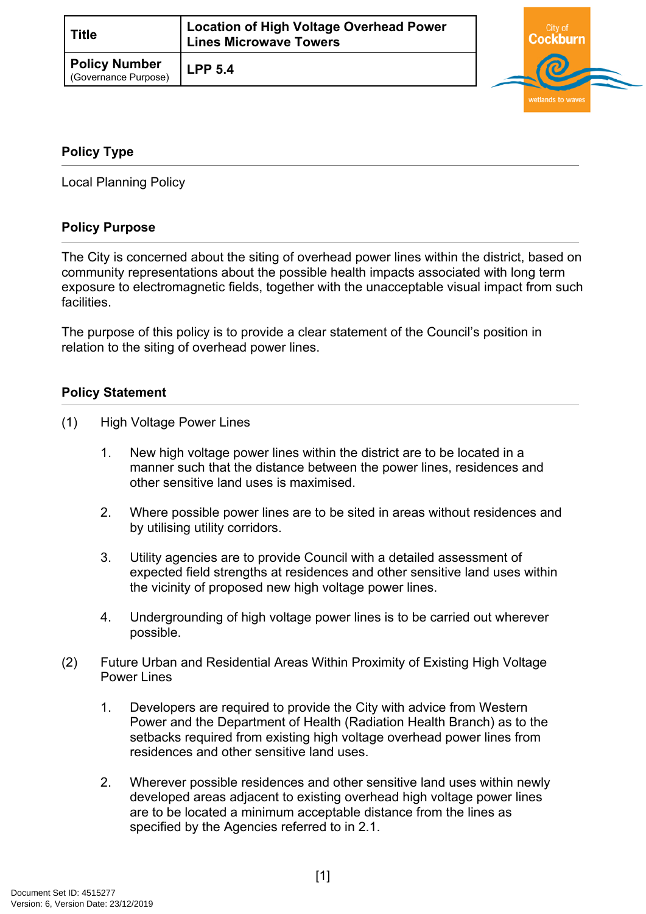| Title | Location of High Voltage Overhead Power Lines Microwave Towers |
|---|---|
| Policy Number (Governance Purpose) | LPP 5.4 |

## Policy Type

Local Planning Policy

## Policy Purpose

The City is concerned about the siting of overhead power lines within the district, based on community representations about the possible health impacts associated with long term exposure to electromagnetic fields, together with the unacceptable visual impact from such facilities.

The purpose of this policy is to provide a clear statement of the Council's position in relation to the siting of overhead power lines.

## Policy Statement

(1) High Voltage Power Lines

1. New high voltage power lines within the district are to be located in a manner such that the distance between the power lines, residences and other sensitive land uses is maximised.

2. Where possible power lines are to be sited in areas without residences and by utilising utility corridors.

3. Utility agencies are to provide Council with a detailed assessment of expected field strengths at residences and other sensitive land uses within the vicinity of proposed new high voltage power lines.

4. Undergrounding of high voltage power lines is to be carried out wherever possible.

(2) Future Urban and Residential Areas Within Proximity of Existing High Voltage Power Lines

1. Developers are required to provide the City with advice from Western Power and the Department of Health (Radiation Health Branch) as to the setbacks required from existing high voltage overhead power lines from residences and other sensitive land uses.

2. Wherever possible residences and other sensitive land uses within newly developed areas adjacent to existing overhead high voltage power lines are to be located a minimum acceptable distance from the lines as specified by the Agencies referred to in 2.1.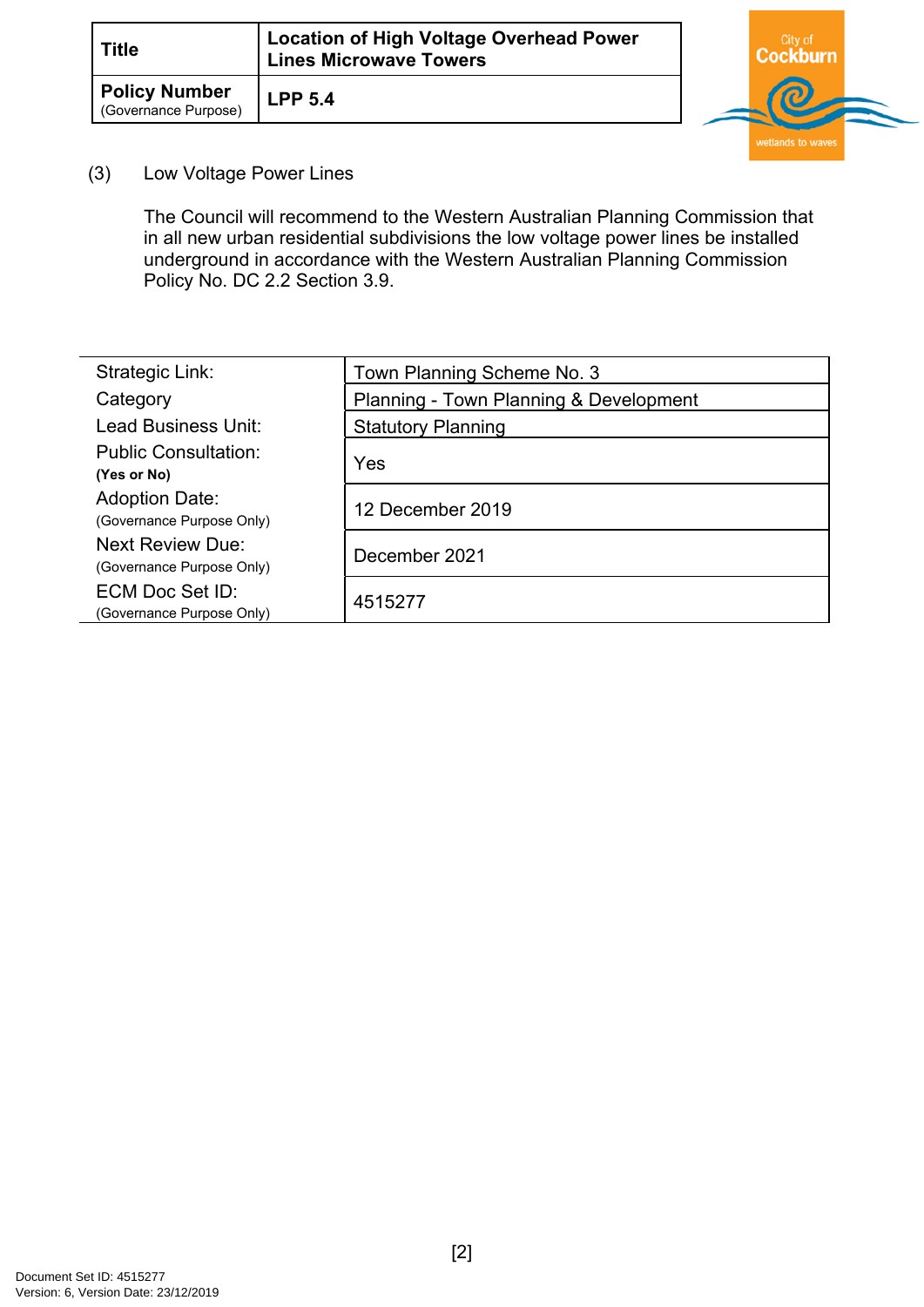| Title | Location of High Voltage Overhead Power Lines Microwave Towers |
|---|---|
| Policy Number (Governance Purpose) | LPP 5.4 |

(3) Low Voltage Power Lines

The Council will recommend to the Western Australian Planning Commission that in all new urban residential subdivisions the low voltage power lines be installed underground in accordance with the Western Australian Planning Commission Policy No. DC 2.2 Section 3.9.

| | |
|---|---|
| Strategic Link: | Town Planning Scheme No. 3 |
| Category | Planning - Town Planning & Development |
| Lead Business Unit: | Statutory Planning |
| Public Consultation: (Yes or No) | Yes |
| Adoption Date: (Governance Purpose Only) | 12 December 2019 |
| Next Review Due: (Governance Purpose Only) | December 2021 |
| ECM Doc Set ID: (Governance Purpose Only) | 4515277 |